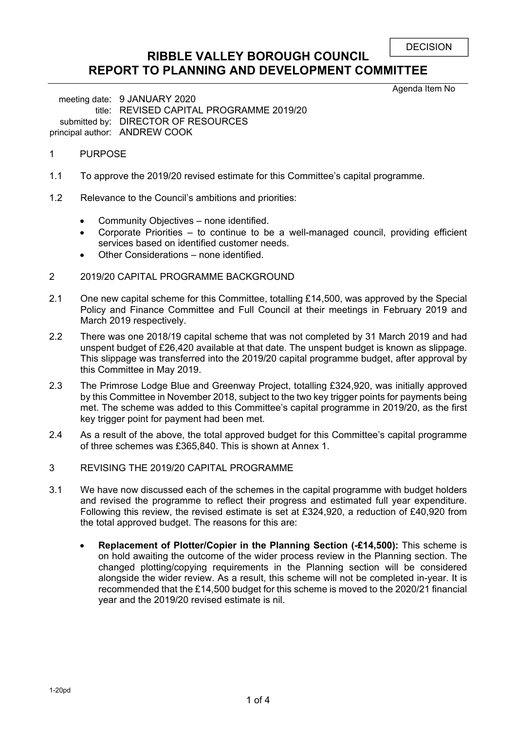DECISION

# RIBBLE VALLEY BOROUGH COUNCIL
# REPORT TO PLANNING AND DEVELOPMENT COMMITTEE

Agenda Item No

meeting date: 9 JANUARY 2020
title: REVISED CAPITAL PROGRAMME 2019/20
submitted by: DIRECTOR OF RESOURCES
principal author: ANDREW COOK

## 1 PURPOSE

1.1 To approve the 2019/20 revised estimate for this Committee's capital programme.

1.2 Relevance to the Council's ambitions and priorities:

- Community Objectives – none identified.
- Corporate Priorities – to continue to be a well-managed council, providing efficient services based on identified customer needs.
- Other Considerations – none identified.

## 2 2019/20 CAPITAL PROGRAMME BACKGROUND

2.1 One new capital scheme for this Committee, totalling £14,500, was approved by the Special Policy and Finance Committee and Full Council at their meetings in February 2019 and March 2019 respectively.

2.2 There was one 2018/19 capital scheme that was not completed by 31 March 2019 and had unspent budget of £26,420 available at that date. The unspent budget is known as slippage. This slippage was transferred into the 2019/20 capital programme budget, after approval by this Committee in May 2019.

2.3 The Primrose Lodge Blue and Greenway Project, totalling £324,920, was initially approved by this Committee in November 2018, subject to the two key trigger points for payments being met. The scheme was added to this Committee's capital programme in 2019/20, as the first key trigger point for payment had been met.

2.4 As a result of the above, the total approved budget for this Committee's capital programme of three schemes was £365,840. This is shown at Annex 1.

## 3 REVISING THE 2019/20 CAPITAL PROGRAMME

3.1 We have now discussed each of the schemes in the capital programme with budget holders and revised the programme to reflect their progress and estimated full year expenditure. Following this review, the revised estimate is set at £324,920, a reduction of £40,920 from the total approved budget. The reasons for this are:

- **Replacement of Plotter/Copier in the Planning Section (-£14,500):** This scheme is on hold awaiting the outcome of the wider process review in the Planning section. The changed plotting/copying requirements in the Planning section will be considered alongside the wider review. As a result, this scheme will not be completed in-year. It is recommended that the £14,500 budget for this scheme is moved to the 2020/21 financial year and the 2019/20 revised estimate is nil.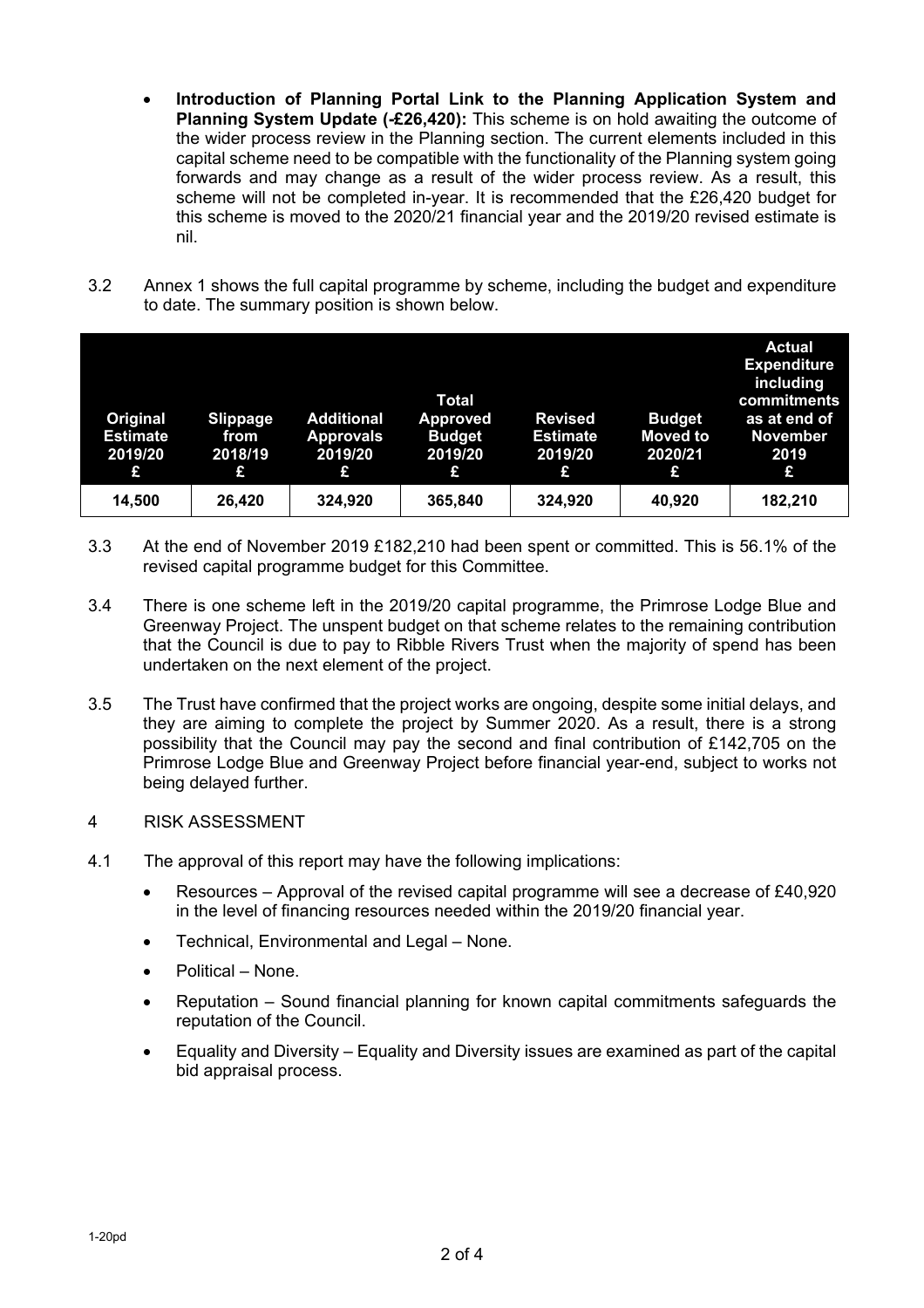- **Introduction of Planning Portal Link to the Planning Application System and Planning System Update (-£26,420):** This scheme is on hold awaiting the outcome of the wider process review in the Planning section. The current elements included in this capital scheme need to be compatible with the functionality of the Planning system going forwards and may change as a result of the wider process review. As a result, this scheme will not be completed in-year. It is recommended that the £26,420 budget for this scheme is moved to the 2020/21 financial year and the 2019/20 revised estimate is nil.

3.2 Annex 1 shows the full capital programme by scheme, including the budget and expenditure to date. The summary position is shown below.

| Original Estimate 2019/20 £ | Slippage from 2018/19 £ | Additional Approvals 2019/20 £ | Total Approved Budget 2019/20 £ | Revised Estimate 2019/20 £ | Budget Moved to 2020/21 £ | Actual Expenditure including commitments as at end of November 2019 £ |
|---|---|---|---|---|---|---|
| 14,500 | 26,420 | 324,920 | 365,840 | 324,920 | 40,920 | 182,210 |

3.3 At the end of November 2019 £182,210 had been spent or committed. This is 56.1% of the revised capital programme budget for this Committee.

3.4 There is one scheme left in the 2019/20 capital programme, the Primrose Lodge Blue and Greenway Project. The unspent budget on that scheme relates to the remaining contribution that the Council is due to pay to Ribble Rivers Trust when the majority of spend has been undertaken on the next element of the project.

3.5 The Trust have confirmed that the project works are ongoing, despite some initial delays, and they are aiming to complete the project by Summer 2020. As a result, there is a strong possibility that the Council may pay the second and final contribution of £142,705 on the Primrose Lodge Blue and Greenway Project before financial year-end, subject to works not being delayed further.

4 RISK ASSESSMENT

4.1 The approval of this report may have the following implications:

- Resources – Approval of the revised capital programme will see a decrease of £40,920 in the level of financing resources needed within the 2019/20 financial year.
- Technical, Environmental and Legal – None.
- Political – None.
- Reputation – Sound financial planning for known capital commitments safeguards the reputation of the Council.
- Equality and Diversity – Equality and Diversity issues are examined as part of the capital bid appraisal process.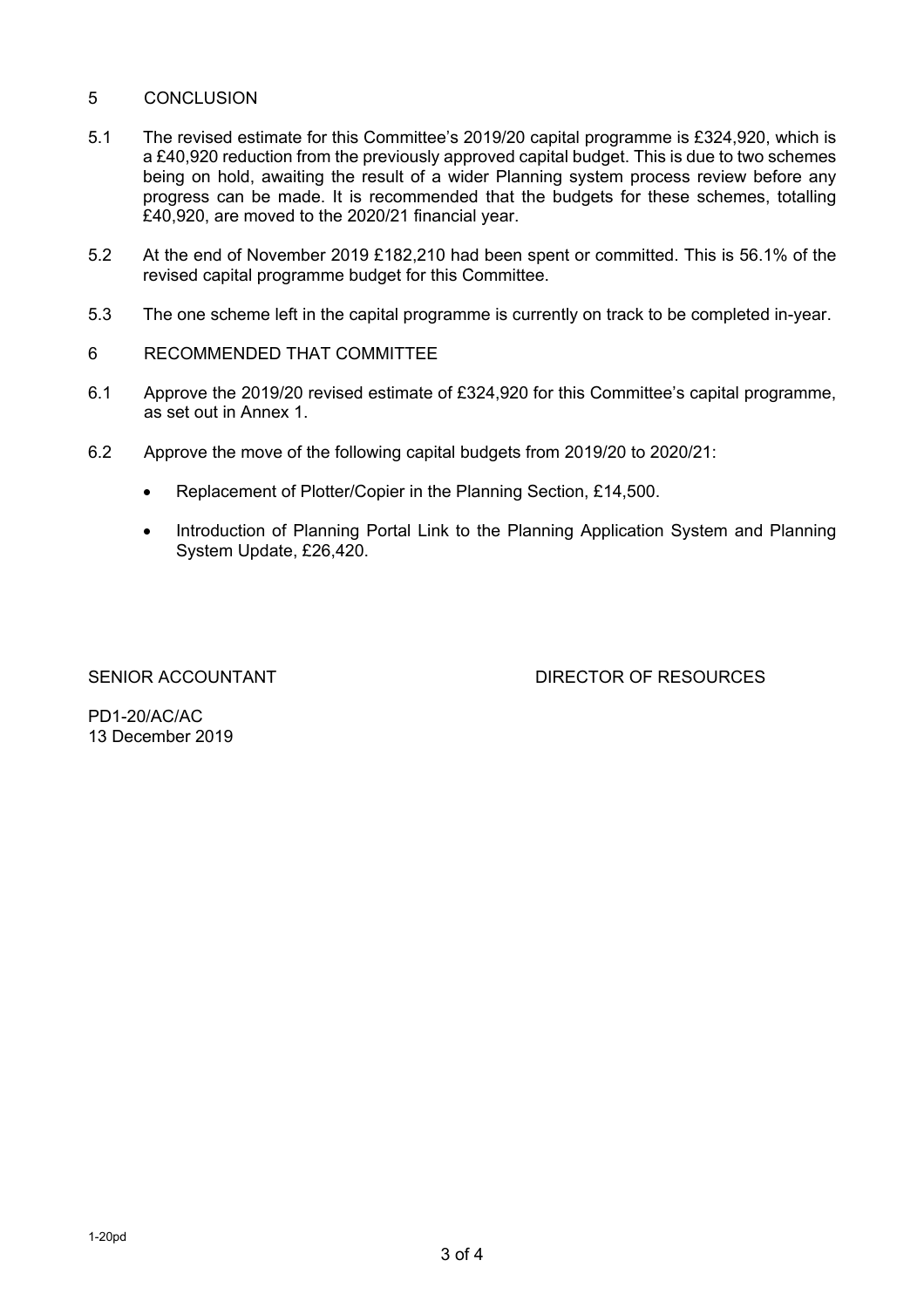## 5 CONCLUSION

5.1 The revised estimate for this Committee's 2019/20 capital programme is £324,920, which is a £40,920 reduction from the previously approved capital budget. This is due to two schemes being on hold, awaiting the result of a wider Planning system process review before any progress can be made. It is recommended that the budgets for these schemes, totalling £40,920, are moved to the 2020/21 financial year.

5.2 At the end of November 2019 £182,210 had been spent or committed. This is 56.1% of the revised capital programme budget for this Committee.

5.3 The one scheme left in the capital programme is currently on track to be completed in-year.

## 6 RECOMMENDED THAT COMMITTEE

6.1 Approve the 2019/20 revised estimate of £324,920 for this Committee's capital programme, as set out in Annex 1.

6.2 Approve the move of the following capital budgets from 2019/20 to 2020/21:

- Replacement of Plotter/Copier in the Planning Section, £14,500.
- Introduction of Planning Portal Link to the Planning Application System and Planning System Update, £26,420.

SENIOR ACCOUNTANT DIRECTOR OF RESOURCES

PD1-20/AC/AC
13 December 2019

1-20pd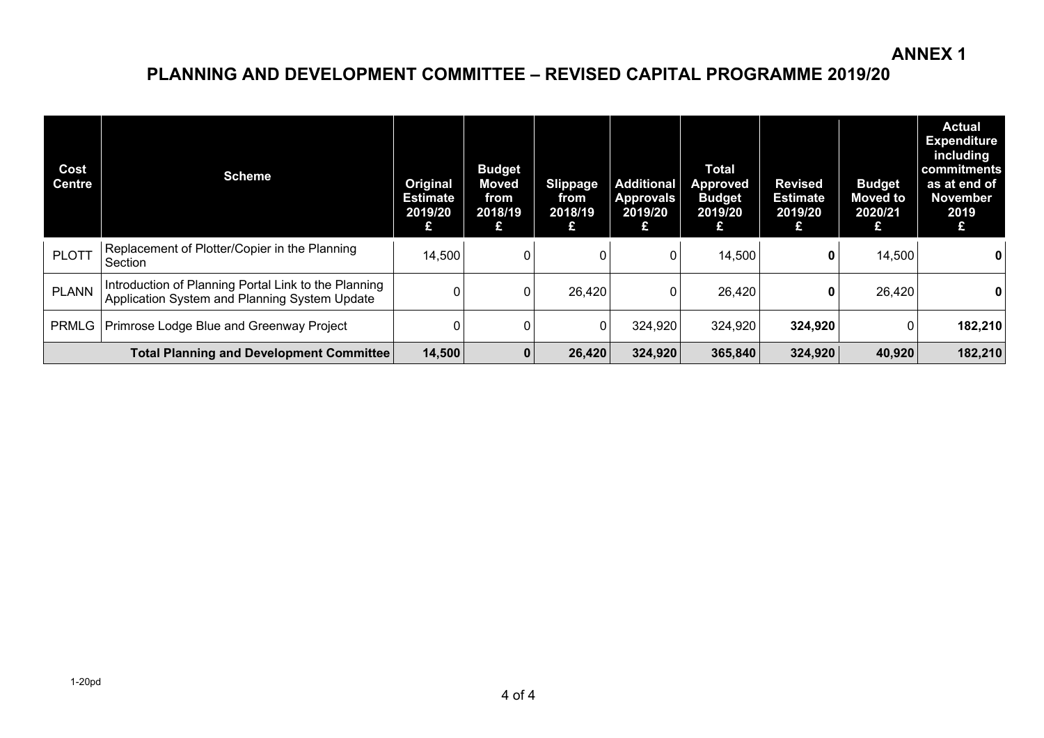**ANNEX 1**

# PLANNING AND DEVELOPMENT COMMITTEE – REVISED CAPITAL PROGRAMME 2019/20

| Cost Centre | Scheme | Original Estimate 2019/20 £ | Budget Moved from 2018/19 £ | Slippage from 2018/19 £ | Additional Approvals 2019/20 £ | Total Approved Budget 2019/20 £ | Revised Estimate 2019/20 £ | Budget Moved to 2020/21 £ | Actual Expenditure including commitments as at end of November 2019 £ |
|---|---|---|---|---|---|---|---|---|---|
| PLOTT | Replacement of Plotter/Copier in the Planning Section | 14,500 | 0 | 0 | 0 | 14,500 | **0** | 14,500 | **0** |
| PLANN | Introduction of Planning Portal Link to the Planning Application System and Planning System Update | 0 | 0 | 26,420 | 0 | 26,420 | **0** | 26,420 | **0** |
| PRMLG | Primrose Lodge Blue and Greenway Project | 0 | 0 | 0 | 324,920 | 324,920 | **324,920** | 0 | **182,210** |
| | **Total Planning and Development Committee** | **14,500** | **0** | **26,420** | **324,920** | **365,840** | **324,920** | **40,920** | **182,210** |

1-20pd